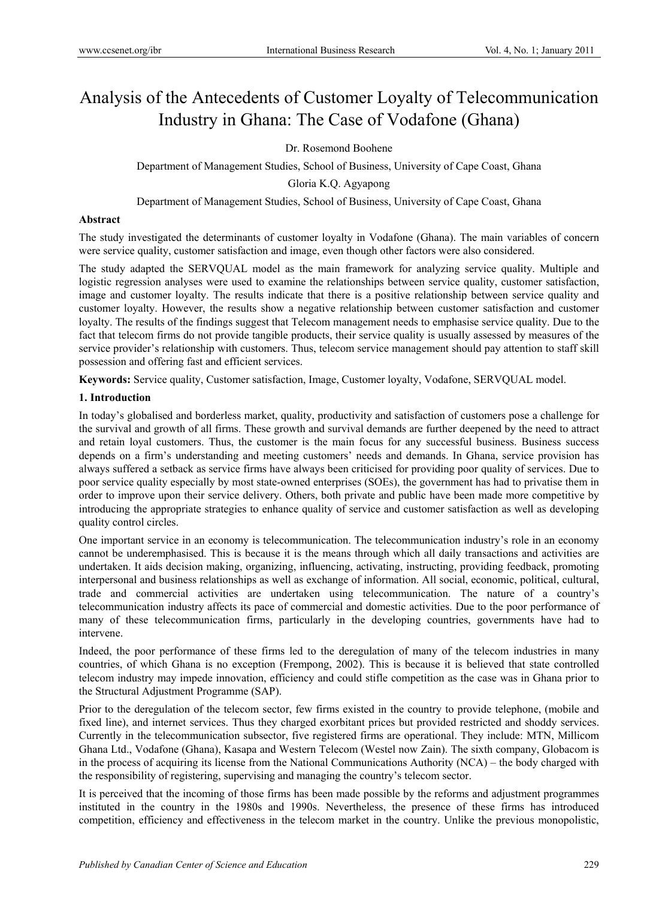# Analysis of the Antecedents of Customer Loyalty of Telecommunication Industry in Ghana: The Case of Vodafone (Ghana)

Dr. Rosemond Boohene

Department of Management Studies, School of Business, University of Cape Coast, Ghana

Gloria K.Q. Agyapong

Department of Management Studies, School of Business, University of Cape Coast, Ghana

## Abstract

The study investigated the determinants of customer loyalty in Vodafone (Ghana). The main variables of concern were service quality, customer satisfaction and image, even though other factors were also considered.

The study adapted the SERVQUAL model as the main framework for analyzing service quality. Multiple and logistic regression analyses were used to examine the relationships between service quality, customer satisfaction, image and customer loyalty. The results indicate that there is a positive relationship between service quality and customer loyalty. However, the results show a negative relationship between customer satisfaction and customer loyalty. The results of the findings suggest that Telecom management needs to emphasise service quality. Due to the fact that telecom firms do not provide tangible products, their service quality is usually assessed by measures of the service provider's relationship with customers. Thus, telecom service management should pay attention to staff skill possession and offering fast and efficient services.

**Keywords:** Service quality, Customer satisfaction, Image, Customer loyalty, Vodafone, SERVQUAL model.

## 1. Introduction

In today's globalised and borderless market, quality, productivity and satisfaction of customers pose a challenge for the survival and growth of all firms. These growth and survival demands are further deepened by the need to attract and retain loyal customers. Thus, the customer is the main focus for any successful business. Business success depends on a firm's understanding and meeting customers' needs and demands. In Ghana, service provision has always suffered a setback as service firms have always been criticised for providing poor quality of services. Due to poor service quality especially by most state-owned enterprises (SOEs), the government has had to privatise them in order to improve upon their service delivery. Others, both private and public have been made more competitive by introducing the appropriate strategies to enhance quality of service and customer satisfaction as well as developing quality control circles.

One important service in an economy is telecommunication. The telecommunication industry's role in an economy cannot be underemphasised. This is because it is the means through which all daily transactions and activities are undertaken. It aids decision making, organizing, influencing, activating, instructing, providing feedback, promoting interpersonal and business relationships as well as exchange of information. All social, economic, political, cultural, trade and commercial activities are undertaken using telecommunication. The nature of a country's telecommunication industry affects its pace of commercial and domestic activities. Due to the poor performance of many of these telecommunication firms, particularly in the developing countries, governments have had to intervene.

Indeed, the poor performance of these firms led to the deregulation of many of the telecom industries in many countries, of which Ghana is no exception (Frempong, 2002). This is because it is believed that state controlled telecom industry may impede innovation, efficiency and could stifle competition as the case was in Ghana prior to the Structural Adjustment Programme (SAP).

Prior to the deregulation of the telecom sector, few firms existed in the country to provide telephone, (mobile and fixed line), and internet services. Thus they charged exorbitant prices but provided restricted and shoddy services. Currently in the telecommunication subsector, five registered firms are operational. They include: MTN, Millicom Ghana Ltd., Vodafone (Ghana), Kasapa and Western Telecom (Westel now Zain). The sixth company, Globacom is in the process of acquiring its license from the National Communications Authority (NCA) – the body charged with the responsibility of registering, supervising and managing the country's telecom sector.

It is perceived that the incoming of those firms has been made possible by the reforms and adjustment programmes instituted in the country in the 1980s and 1990s. Nevertheless, the presence of these firms has introduced competition, efficiency and effectiveness in the telecom market in the country. Unlike the previous monopolistic,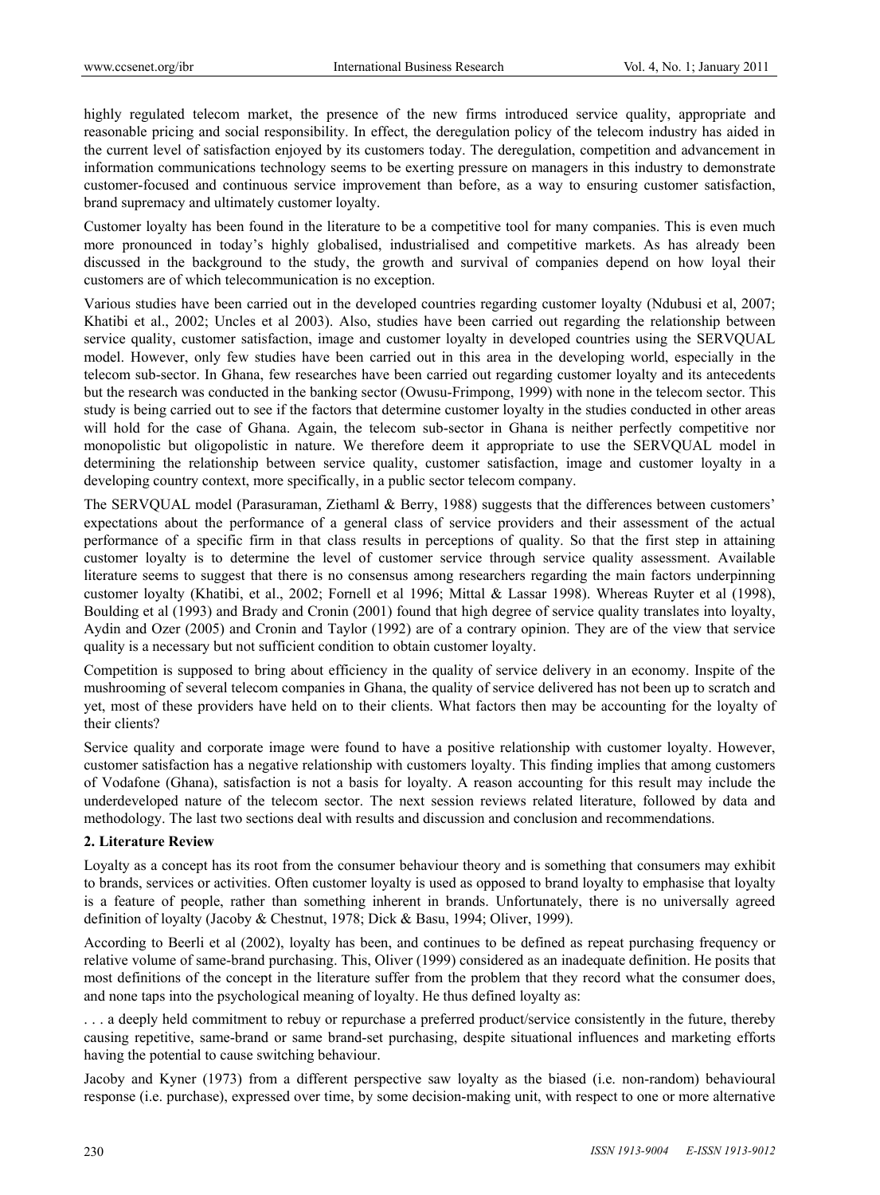highly regulated telecom market, the presence of the new firms introduced service quality, appropriate and reasonable pricing and social responsibility. In effect, the deregulation policy of the telecom industry has aided in the current level of satisfaction enjoyed by its customers today. The deregulation, competition and advancement in information communications technology seems to be exerting pressure on managers in this industry to demonstrate customer-focused and continuous service improvement than before, as a way to ensuring customer satisfaction, brand supremacy and ultimately customer loyalty.

Customer loyalty has been found in the literature to be a competitive tool for many companies. This is even much more pronounced in today's highly globalised, industrialised and competitive markets. As has already been discussed in the background to the study, the growth and survival of companies depend on how loyal their customers are of which telecommunication is no exception.

Various studies have been carried out in the developed countries regarding customer loyalty (Ndubusi et al, 2007; Khatibi et al., 2002; Uncles et al 2003). Also, studies have been carried out regarding the relationship between service quality, customer satisfaction, image and customer loyalty in developed countries using the SERVQUAL model. However, only few studies have been carried out in this area in the developing world, especially in the telecom sub-sector. In Ghana, few researches have been carried out regarding customer loyalty and its antecedents but the research was conducted in the banking sector (Owusu-Frimpong, 1999) with none in the telecom sector. This study is being carried out to see if the factors that determine customer loyalty in the studies conducted in other areas will hold for the case of Ghana. Again, the telecom sub-sector in Ghana is neither perfectly competitive nor monopolistic but oligopolistic in nature. We therefore deem it appropriate to use the SERVQUAL model in determining the relationship between service quality, customer satisfaction, image and customer loyalty in a developing country context, more specifically, in a public sector telecom company.

The SERVQUAL model (Parasuraman, Ziethaml & Berry, 1988) suggests that the differences between customers' expectations about the performance of a general class of service providers and their assessment of the actual performance of a specific firm in that class results in perceptions of quality. So that the first step in attaining customer loyalty is to determine the level of customer service through service quality assessment. Available literature seems to suggest that there is no consensus among researchers regarding the main factors underpinning customer loyalty (Khatibi, et al., 2002; Fornell et al 1996; Mittal & Lassar 1998). Whereas Ruyter et al (1998), Boulding et al (1993) and Brady and Cronin (2001) found that high degree of service quality translates into loyalty, Aydin and Ozer (2005) and Cronin and Taylor (1992) are of a contrary opinion. They are of the view that service quality is a necessary but not sufficient condition to obtain customer loyalty.

Competition is supposed to bring about efficiency in the quality of service delivery in an economy. Inspite of the mushrooming of several telecom companies in Ghana, the quality of service delivered has not been up to scratch and yet, most of these providers have held on to their clients. What factors then may be accounting for the loyalty of their clients?

Service quality and corporate image were found to have a positive relationship with customer loyalty. However, customer satisfaction has a negative relationship with customers loyalty. This finding implies that among customers of Vodafone (Ghana), satisfaction is not a basis for loyalty. A reason accounting for this result may include the underdeveloped nature of the telecom sector. The next session reviews related literature, followed by data and methodology. The last two sections deal with results and discussion and conclusion and recommendations.

## 2. Literature Review

Loyalty as a concept has its root from the consumer behaviour theory and is something that consumers may exhibit to brands, services or activities. Often customer loyalty is used as opposed to brand loyalty to emphasise that loyalty is a feature of people, rather than something inherent in brands. Unfortunately, there is no universally agreed definition of loyalty (Jacoby & Chestnut, 1978; Dick & Basu, 1994; Oliver, 1999).

According to Beerli et al (2002), loyalty has been, and continues to be defined as repeat purchasing frequency or relative volume of same-brand purchasing. This, Oliver (1999) considered as an inadequate definition. He posits that most definitions of the concept in the literature suffer from the problem that they record what the consumer does, and none taps into the psychological meaning of loyalty. He thus defined loyalty as:

> . . . a deeply held commitment to rebuy or repurchase a preferred product/service consistently in the future, thereby causing repetitive, same-brand or same brand-set purchasing, despite situational influences and marketing efforts having the potential to cause switching behaviour.

Jacoby and Kyner (1973) from a different perspective saw loyalty as the biased (i.e. non-random) behavioural response (i.e. purchase), expressed over time, by some decision-making unit, with respect to one or more alternative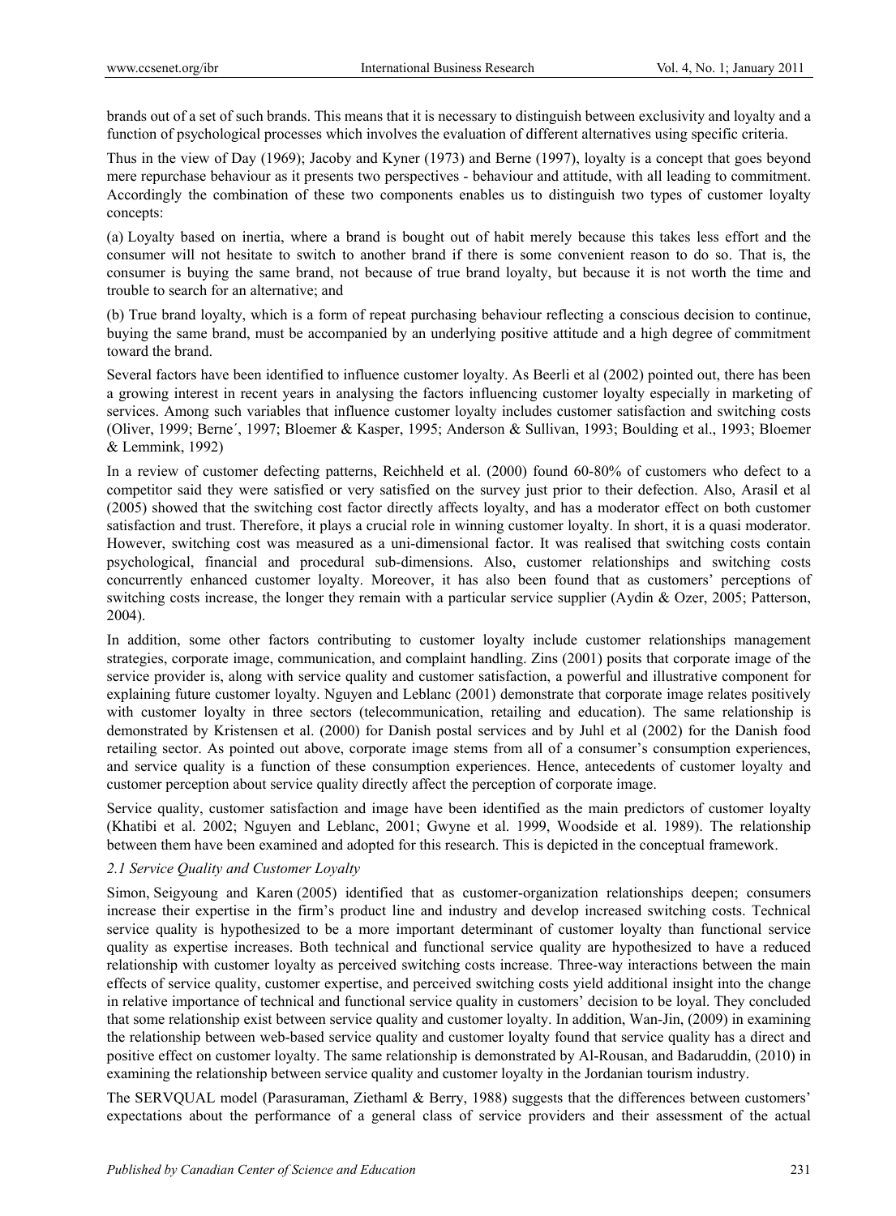brands out of a set of such brands. This means that it is necessary to distinguish between exclusivity and loyalty and a function of psychological processes which involves the evaluation of different alternatives using specific criteria.

Thus in the view of Day (1969); Jacoby and Kyner (1973) and Berne (1997), loyalty is a concept that goes beyond mere repurchase behaviour as it presents two perspectives - behaviour and attitude, with all leading to commitment. Accordingly the combination of these two components enables us to distinguish two types of customer loyalty concepts:

(a) Loyalty based on inertia, where a brand is bought out of habit merely because this takes less effort and the consumer will not hesitate to switch to another brand if there is some convenient reason to do so. That is, the consumer is buying the same brand, not because of true brand loyalty, but because it is not worth the time and trouble to search for an alternative; and

(b) True brand loyalty, which is a form of repeat purchasing behaviour reflecting a conscious decision to continue, buying the same brand, must be accompanied by an underlying positive attitude and a high degree of commitment toward the brand.

Several factors have been identified to influence customer loyalty. As Beerli et al (2002) pointed out, there has been a growing interest in recent years in analysing the factors influencing customer loyalty especially in marketing of services. Among such variables that influence customer loyalty includes customer satisfaction and switching costs (Oliver, 1999; Berne´, 1997; Bloemer & Kasper, 1995; Anderson & Sullivan, 1993; Boulding et al., 1993; Bloemer & Lemmink, 1992)

In a review of customer defecting patterns, Reichheld et al. (2000) found 60-80% of customers who defect to a competitor said they were satisfied or very satisfied on the survey just prior to their defection. Also, Arasil et al (2005) showed that the switching cost factor directly affects loyalty, and has a moderator effect on both customer satisfaction and trust. Therefore, it plays a crucial role in winning customer loyalty. In short, it is a quasi moderator. However, switching cost was measured as a uni-dimensional factor. It was realised that switching costs contain psychological, financial and procedural sub-dimensions. Also, customer relationships and switching costs concurrently enhanced customer loyalty. Moreover, it has also been found that as customers' perceptions of switching costs increase, the longer they remain with a particular service supplier (Aydin & Ozer, 2005; Patterson, 2004).

In addition, some other factors contributing to customer loyalty include customer relationships management strategies, corporate image, communication, and complaint handling. Zins (2001) posits that corporate image of the service provider is, along with service quality and customer satisfaction, a powerful and illustrative component for explaining future customer loyalty. Nguyen and Leblanc (2001) demonstrate that corporate image relates positively with customer loyalty in three sectors (telecommunication, retailing and education). The same relationship is demonstrated by Kristensen et al. (2000) for Danish postal services and by Juhl et al (2002) for the Danish food retailing sector. As pointed out above, corporate image stems from all of a consumer's consumption experiences, and service quality is a function of these consumption experiences. Hence, antecedents of customer loyalty and customer perception about service quality directly affect the perception of corporate image.

Service quality, customer satisfaction and image have been identified as the main predictors of customer loyalty (Khatibi et al. 2002; Nguyen and Leblanc, 2001; Gwyne et al. 1999, Woodside et al. 1989). The relationship between them have been examined and adopted for this research. This is depicted in the conceptual framework.

### *2.1 Service Quality and Customer Loyalty*

Simon, Seigyoung and Karen (2005) identified that as customer-organization relationships deepen; consumers increase their expertise in the firm's product line and industry and develop increased switching costs. Technical service quality is hypothesized to be a more important determinant of customer loyalty than functional service quality as expertise increases. Both technical and functional service quality are hypothesized to have a reduced relationship with customer loyalty as perceived switching costs increase. Three-way interactions between the main effects of service quality, customer expertise, and perceived switching costs yield additional insight into the change in relative importance of technical and functional service quality in customers' decision to be loyal. They concluded that some relationship exist between service quality and customer loyalty. In addition, Wan-Jin, (2009) in examining the relationship between web-based service quality and customer loyalty found that service quality has a direct and positive effect on customer loyalty. The same relationship is demonstrated by Al-Rousan, and Badaruddin, (2010) in examining the relationship between service quality and customer loyalty in the Jordanian tourism industry.

The SERVQUAL model (Parasuraman, Ziethaml & Berry, 1988) suggests that the differences between customers' expectations about the performance of a general class of service providers and their assessment of the actual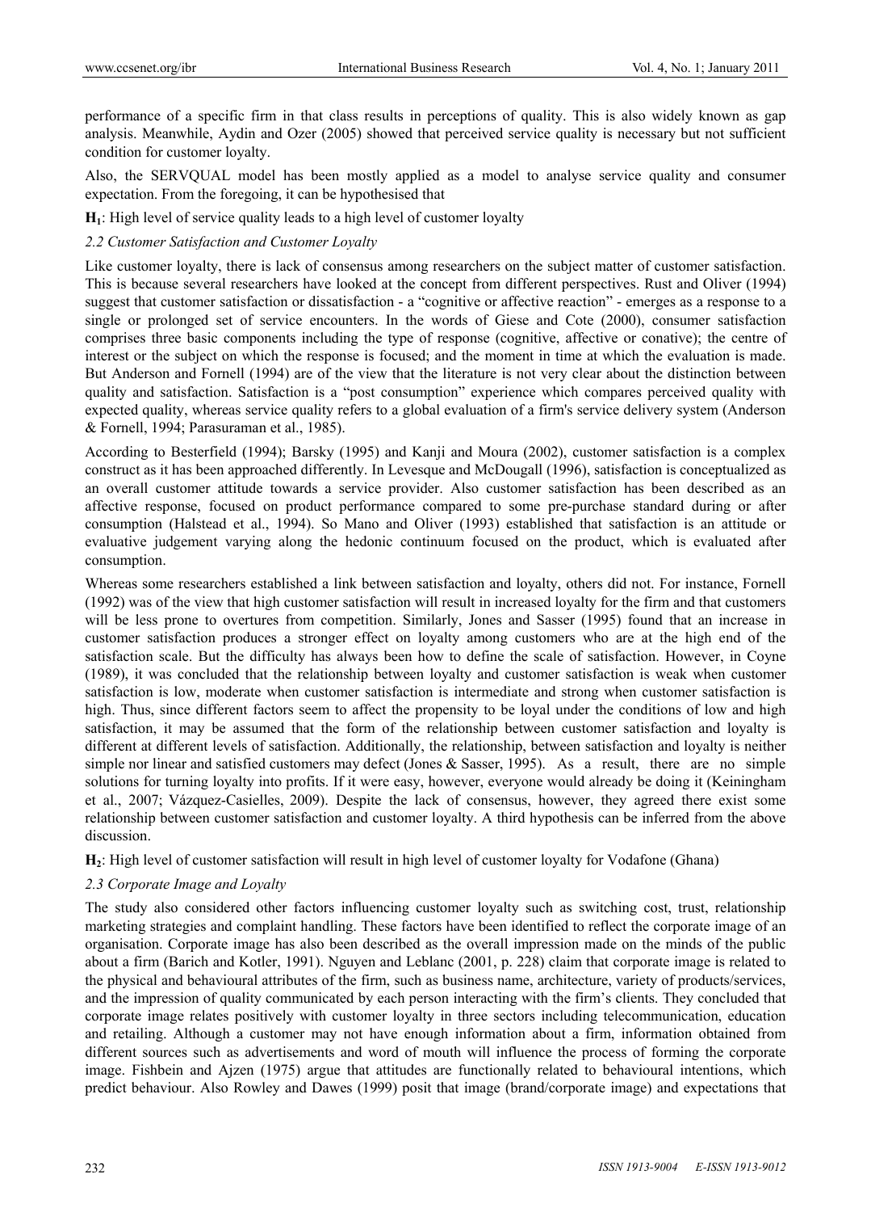performance of a specific firm in that class results in perceptions of quality. This is also widely known as gap analysis. Meanwhile, Aydin and Ozer (2005) showed that perceived service quality is necessary but not sufficient condition for customer loyalty.

Also, the SERVQUAL model has been mostly applied as a model to analyse service quality and consumer expectation. From the foregoing, it can be hypothesised that

**$H_1$**: High level of service quality leads to a high level of customer loyalty

*2.2 Customer Satisfaction and Customer Loyalty*

Like customer loyalty, there is lack of consensus among researchers on the subject matter of customer satisfaction. This is because several researchers have looked at the concept from different perspectives. Rust and Oliver (1994) suggest that customer satisfaction or dissatisfaction - a "cognitive or affective reaction" - emerges as a response to a single or prolonged set of service encounters. In the words of Giese and Cote (2000), consumer satisfaction comprises three basic components including the type of response (cognitive, affective or conative); the centre of interest or the subject on which the response is focused; and the moment in time at which the evaluation is made. But Anderson and Fornell (1994) are of the view that the literature is not very clear about the distinction between quality and satisfaction. Satisfaction is a "post consumption" experience which compares perceived quality with expected quality, whereas service quality refers to a global evaluation of a firm's service delivery system (Anderson & Fornell, 1994; Parasuraman et al., 1985).

According to Besterfield (1994); Barsky (1995) and Kanji and Moura (2002), customer satisfaction is a complex construct as it has been approached differently. In Levesque and McDougall (1996), satisfaction is conceptualized as an overall customer attitude towards a service provider. Also customer satisfaction has been described as an affective response, focused on product performance compared to some pre-purchase standard during or after consumption (Halstead et al., 1994). So Mano and Oliver (1993) established that satisfaction is an attitude or evaluative judgement varying along the hedonic continuum focused on the product, which is evaluated after consumption.

Whereas some researchers established a link between satisfaction and loyalty, others did not. For instance, Fornell (1992) was of the view that high customer satisfaction will result in increased loyalty for the firm and that customers will be less prone to overtures from competition. Similarly, Jones and Sasser (1995) found that an increase in customer satisfaction produces a stronger effect on loyalty among customers who are at the high end of the satisfaction scale. But the difficulty has always been how to define the scale of satisfaction. However, in Coyne (1989), it was concluded that the relationship between loyalty and customer satisfaction is weak when customer satisfaction is low, moderate when customer satisfaction is intermediate and strong when customer satisfaction is high. Thus, since different factors seem to affect the propensity to be loyal under the conditions of low and high satisfaction, it may be assumed that the form of the relationship between customer satisfaction and loyalty is different at different levels of satisfaction. Additionally, the relationship, between satisfaction and loyalty is neither simple nor linear and satisfied customers may defect (Jones & Sasser, 1995). As a result, there are no simple solutions for turning loyalty into profits. If it were easy, however, everyone would already be doing it (Keiningham et al., 2007; Vázquez-Casielles, 2009). Despite the lack of consensus, however, they agreed there exist some relationship between customer satisfaction and customer loyalty. A third hypothesis can be inferred from the above discussion.

**$H_2$**: High level of customer satisfaction will result in high level of customer loyalty for Vodafone (Ghana)

*2.3 Corporate Image and Loyalty*

The study also considered other factors influencing customer loyalty such as switching cost, trust, relationship marketing strategies and complaint handling. These factors have been identified to reflect the corporate image of an organisation. Corporate image has also been described as the overall impression made on the minds of the public about a firm (Barich and Kotler, 1991). Nguyen and Leblanc (2001, p. 228) claim that corporate image is related to the physical and behavioural attributes of the firm, such as business name, architecture, variety of products/services, and the impression of quality communicated by each person interacting with the firm's clients. They concluded that corporate image relates positively with customer loyalty in three sectors including telecommunication, education and retailing. Although a customer may not have enough information about a firm, information obtained from different sources such as advertisements and word of mouth will influence the process of forming the corporate image. Fishbein and Ajzen (1975) argue that attitudes are functionally related to behavioural intentions, which predict behaviour. Also Rowley and Dawes (1999) posit that image (brand/corporate image) and expectations that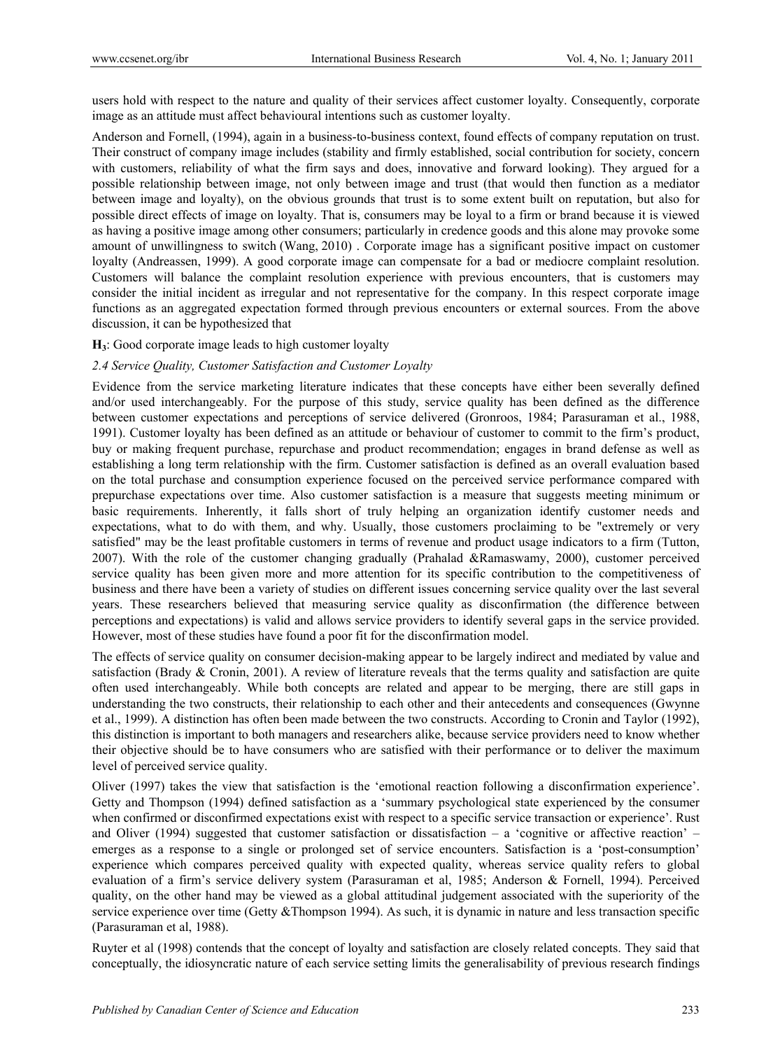users hold with respect to the nature and quality of their services affect customer loyalty. Consequently, corporate image as an attitude must affect behavioural intentions such as customer loyalty.

Anderson and Fornell, (1994), again in a business-to-business context, found effects of company reputation on trust. Their construct of company image includes (stability and firmly established, social contribution for society, concern with customers, reliability of what the firm says and does, innovative and forward looking). They argued for a possible relationship between image, not only between image and trust (that would then function as a mediator between image and loyalty), on the obvious grounds that trust is to some extent built on reputation, but also for possible direct effects of image on loyalty. That is, consumers may be loyal to a firm or brand because it is viewed as having a positive image among other consumers; particularly in credence goods and this alone may provoke some amount of unwillingness to switch (Wang, 2010) . Corporate image has a significant positive impact on customer loyalty (Andreassen, 1999). A good corporate image can compensate for a bad or mediocre complaint resolution. Customers will balance the complaint resolution experience with previous encounters, that is customers may consider the initial incident as irregular and not representative for the company. In this respect corporate image functions as an aggregated expectation formed through previous encounters or external sources. From the above discussion, it can be hypothesized that

**H$_3$**: Good corporate image leads to high customer loyalty

*2.4 Service Quality, Customer Satisfaction and Customer Loyalty*

Evidence from the service marketing literature indicates that these concepts have either been severally defined and/or used interchangeably. For the purpose of this study, service quality has been defined as the difference between customer expectations and perceptions of service delivered (Gronroos, 1984; Parasuraman et al., 1988, 1991). Customer loyalty has been defined as an attitude or behaviour of customer to commit to the firm's product, buy or making frequent purchase, repurchase and product recommendation; engages in brand defense as well as establishing a long term relationship with the firm. Customer satisfaction is defined as an overall evaluation based on the total purchase and consumption experience focused on the perceived service performance compared with prepurchase expectations over time. Also customer satisfaction is a measure that suggests meeting minimum or basic requirements. Inherently, it falls short of truly helping an organization identify customer needs and expectations, what to do with them, and why. Usually, those customers proclaiming to be "extremely or very satisfied" may be the least profitable customers in terms of revenue and product usage indicators to a firm (Tutton, 2007). With the role of the customer changing gradually (Prahalad &Ramaswamy, 2000), customer perceived service quality has been given more and more attention for its specific contribution to the competitiveness of business and there have been a variety of studies on different issues concerning service quality over the last several years. These researchers believed that measuring service quality as disconfirmation (the difference between perceptions and expectations) is valid and allows service providers to identify several gaps in the service provided. However, most of these studies have found a poor fit for the disconfirmation model.

The effects of service quality on consumer decision-making appear to be largely indirect and mediated by value and satisfaction (Brady & Cronin, 2001). A review of literature reveals that the terms quality and satisfaction are quite often used interchangeably. While both concepts are related and appear to be merging, there are still gaps in understanding the two constructs, their relationship to each other and their antecedents and consequences (Gwynne et al., 1999). A distinction has often been made between the two constructs. According to Cronin and Taylor (1992), this distinction is important to both managers and researchers alike, because service providers need to know whether their objective should be to have consumers who are satisfied with their performance or to deliver the maximum level of perceived service quality.

Oliver (1997) takes the view that satisfaction is the 'emotional reaction following a disconfirmation experience'. Getty and Thompson (1994) defined satisfaction as a 'summary psychological state experienced by the consumer when confirmed or disconfirmed expectations exist with respect to a specific service transaction or experience'. Rust and Oliver (1994) suggested that customer satisfaction or dissatisfaction – a 'cognitive or affective reaction' – emerges as a response to a single or prolonged set of service encounters. Satisfaction is a 'post-consumption' experience which compares perceived quality with expected quality, whereas service quality refers to global evaluation of a firm's service delivery system (Parasuraman et al, 1985; Anderson & Fornell, 1994). Perceived quality, on the other hand may be viewed as a global attitudinal judgement associated with the superiority of the service experience over time (Getty &Thompson 1994). As such, it is dynamic in nature and less transaction specific (Parasuraman et al, 1988).

Ruyter et al (1998) contends that the concept of loyalty and satisfaction are closely related concepts. They said that conceptually, the idiosyncratic nature of each service setting limits the generalisability of previous research findings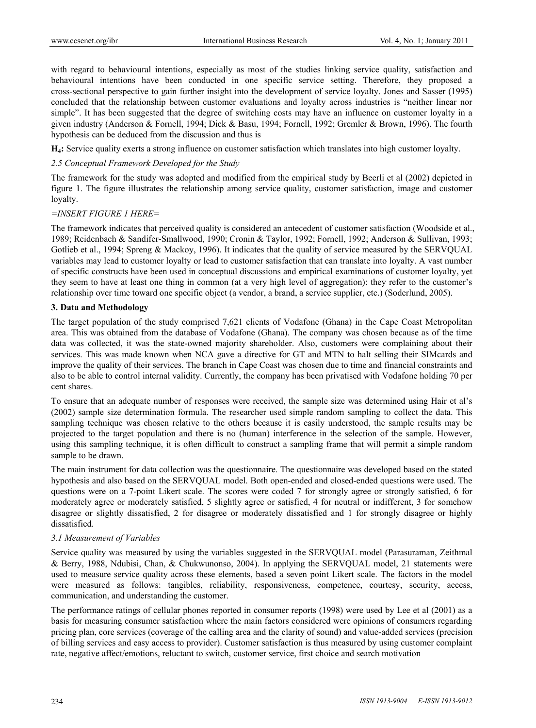with regard to behavioural intentions, especially as most of the studies linking service quality, satisfaction and behavioural intentions have been conducted in one specific service setting. Therefore, they proposed a cross-sectional perspective to gain further insight into the development of service loyalty. Jones and Sasser (1995) concluded that the relationship between customer evaluations and loyalty across industries is "neither linear nor simple". It has been suggested that the degree of switching costs may have an influence on customer loyalty in a given industry (Anderson & Fornell, 1994; Dick & Basu, 1994; Fornell, 1992; Gremler & Brown, 1996). The fourth hypothesis can be deduced from the discussion and thus is

**$H_4$:** Service quality exerts a strong influence on customer satisfaction which translates into high customer loyalty.

### *2.5 Conceptual Framework Developed for the Study*

The framework for the study was adopted and modified from the empirical study by Beerli et al (2002) depicted in figure 1. The figure illustrates the relationship among service quality, customer satisfaction, image and customer loyalty.

*=INSERT FIGURE 1 HERE=*

The framework indicates that perceived quality is considered an antecedent of customer satisfaction (Woodside et al., 1989; Reidenbach & Sandifer-Smallwood, 1990; Cronin & Taylor, 1992; Fornell, 1992; Anderson & Sullivan, 1993; Gotlieb et al., 1994; Spreng & Mackoy, 1996). It indicates that the quality of service measured by the SERVQUAL variables may lead to customer loyalty or lead to customer satisfaction that can translate into loyalty. A vast number of specific constructs have been used in conceptual discussions and empirical examinations of customer loyalty, yet they seem to have at least one thing in common (at a very high level of aggregation): they refer to the customer's relationship over time toward one specific object (a vendor, a brand, a service supplier, etc.) (Soderlund, 2005).

## 3. Data and Methodology

The target population of the study comprised 7,621 clients of Vodafone (Ghana) in the Cape Coast Metropolitan area. This was obtained from the database of Vodafone (Ghana). The company was chosen because as of the time data was collected, it was the state-owned majority shareholder. Also, customers were complaining about their services. This was made known when NCA gave a directive for GT and MTN to halt selling their SIMcards and improve the quality of their services. The branch in Cape Coast was chosen due to time and financial constraints and also to be able to control internal validity. Currently, the company has been privatised with Vodafone holding 70 per cent shares.

To ensure that an adequate number of responses were received, the sample size was determined using Hair et al's (2002) sample size determination formula. The researcher used simple random sampling to collect the data. This sampling technique was chosen relative to the others because it is easily understood, the sample results may be projected to the target population and there is no (human) interference in the selection of the sample. However, using this sampling technique, it is often difficult to construct a sampling frame that will permit a simple random sample to be drawn.

The main instrument for data collection was the questionnaire. The questionnaire was developed based on the stated hypothesis and also based on the SERVQUAL model. Both open-ended and closed-ended questions were used. The questions were on a 7-point Likert scale. The scores were coded 7 for strongly agree or strongly satisfied, 6 for moderately agree or moderately satisfied, 5 slightly agree or satisfied, 4 for neutral or indifferent, 3 for somehow disagree or slightly dissatisfied, 2 for disagree or moderately dissatisfied and 1 for strongly disagree or highly dissatisfied.

### *3.1 Measurement of Variables*

Service quality was measured by using the variables suggested in the SERVQUAL model (Parasuraman, Zeithmal & Berry, 1988, Ndubisi, Chan, & Chukwunonso, 2004). In applying the SERVQUAL model, 21 statements were used to measure service quality across these elements, based a seven point Likert scale. The factors in the model were measured as follows: tangibles, reliability, responsiveness, competence, courtesy, security, access, communication, and understanding the customer.

The performance ratings of cellular phones reported in consumer reports (1998) were used by Lee et al (2001) as a basis for measuring consumer satisfaction where the main factors considered were opinions of consumers regarding pricing plan, core services (coverage of the calling area and the clarity of sound) and value-added services (precision of billing services and easy access to provider). Customer satisfaction is thus measured by using customer complaint rate, negative affect/emotions, reluctant to switch, customer service, first choice and search motivation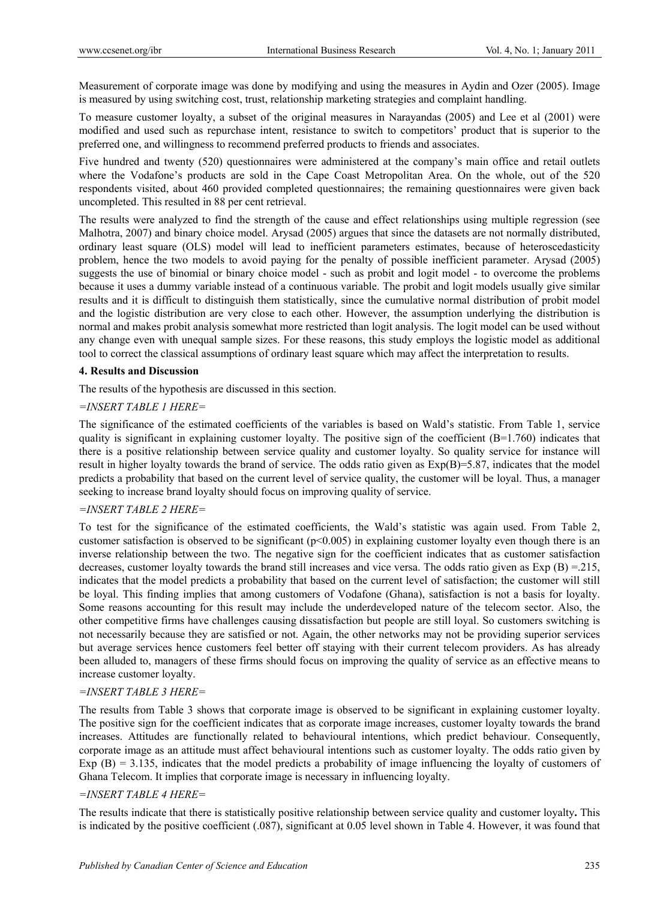Measurement of corporate image was done by modifying and using the measures in Aydin and Ozer (2005). Image is measured by using switching cost, trust, relationship marketing strategies and complaint handling.

To measure customer loyalty, a subset of the original measures in Narayandas (2005) and Lee et al (2001) were modified and used such as repurchase intent, resistance to switch to competitors' product that is superior to the preferred one, and willingness to recommend preferred products to friends and associates.

Five hundred and twenty (520) questionnaires were administered at the company's main office and retail outlets where the Vodafone's products are sold in the Cape Coast Metropolitan Area. On the whole, out of the 520 respondents visited, about 460 provided completed questionnaires; the remaining questionnaires were given back uncompleted. This resulted in 88 per cent retrieval.

The results were analyzed to find the strength of the cause and effect relationships using multiple regression (see Malhotra, 2007) and binary choice model. Arysad (2005) argues that since the datasets are not normally distributed, ordinary least square (OLS) model will lead to inefficient parameters estimates, because of heteroscedasticity problem, hence the two models to avoid paying for the penalty of possible inefficient parameter. Arysad (2005) suggests the use of binomial or binary choice model - such as probit and logit model - to overcome the problems because it uses a dummy variable instead of a continuous variable. The probit and logit models usually give similar results and it is difficult to distinguish them statistically, since the cumulative normal distribution of probit model and the logistic distribution are very close to each other. However, the assumption underlying the distribution is normal and makes probit analysis somewhat more restricted than logit analysis. The logit model can be used without any change even with unequal sample sizes. For these reasons, this study employs the logistic model as additional tool to correct the classical assumptions of ordinary least square which may affect the interpretation to results.

## 4. Results and Discussion

The results of the hypothesis are discussed in this section.

*=INSERT TABLE 1 HERE=*

The significance of the estimated coefficients of the variables is based on Wald's statistic. From Table 1, service quality is significant in explaining customer loyalty. The positive sign of the coefficient (B=1.760) indicates that there is a positive relationship between service quality and customer loyalty. So quality service for instance will result in higher loyalty towards the brand of service. The odds ratio given as Exp(B)=5.87, indicates that the model predicts a probability that based on the current level of service quality, the customer will be loyal. Thus, a manager seeking to increase brand loyalty should focus on improving quality of service.

*=INSERT TABLE 2 HERE=*

To test for the significance of the estimated coefficients, the Wald's statistic was again used. From Table 2, customer satisfaction is observed to be significant ($p<0.005$) in explaining customer loyalty even though there is an inverse relationship between the two. The negative sign for the coefficient indicates that as customer satisfaction decreases, customer loyalty towards the brand still increases and vice versa. The odds ratio given as Exp (B) =.215, indicates that the model predicts a probability that based on the current level of satisfaction; the customer will still be loyal. This finding implies that among customers of Vodafone (Ghana), satisfaction is not a basis for loyalty. Some reasons accounting for this result may include the underdeveloped nature of the telecom sector. Also, the other competitive firms have challenges causing dissatisfaction but people are still loyal. So customers switching is not necessarily because they are satisfied or not. Again, the other networks may not be providing superior services but average services hence customers feel better off staying with their current telecom providers. As has already been alluded to, managers of these firms should focus on improving the quality of service as an effective means to increase customer loyalty.

*=INSERT TABLE 3 HERE=*

The results from Table 3 shows that corporate image is observed to be significant in explaining customer loyalty. The positive sign for the coefficient indicates that as corporate image increases, customer loyalty towards the brand increases. Attitudes are functionally related to behavioural intentions, which predict behaviour. Consequently, corporate image as an attitude must affect behavioural intentions such as customer loyalty. The odds ratio given by Exp (B) = 3.135, indicates that the model predicts a probability of image influencing the loyalty of customers of Ghana Telecom. It implies that corporate image is necessary in influencing loyalty.

*=INSERT TABLE 4 HERE=*

The results indicate that there is statistically positive relationship between service quality and customer loyalty**.** This is indicated by the positive coefficient (.087), significant at 0.05 level shown in Table 4. However, it was found that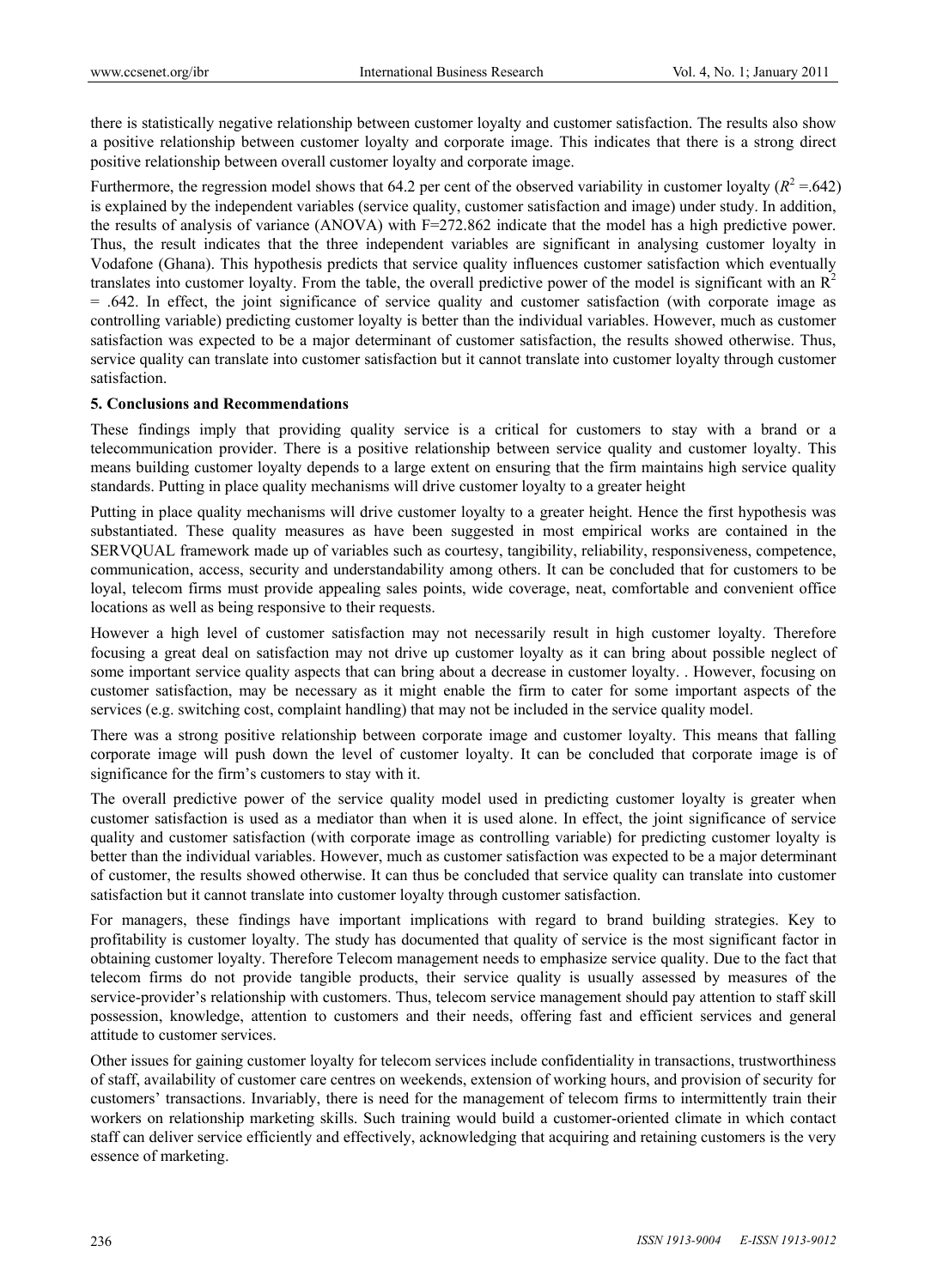there is statistically negative relationship between customer loyalty and customer satisfaction. The results also show a positive relationship between customer loyalty and corporate image. This indicates that there is a strong direct positive relationship between overall customer loyalty and corporate image.

Furthermore, the regression model shows that 64.2 per cent of the observed variability in customer loyalty ($R^2$ =.642) is explained by the independent variables (service quality, customer satisfaction and image) under study. In addition, the results of analysis of variance (ANOVA) with F=272.862 indicate that the model has a high predictive power. Thus, the result indicates that the three independent variables are significant in analysing customer loyalty in Vodafone (Ghana). This hypothesis predicts that service quality influences customer satisfaction which eventually translates into customer loyalty. From the table, the overall predictive power of the model is significant with an $R^2$ = .642. In effect, the joint significance of service quality and customer satisfaction (with corporate image as controlling variable) predicting customer loyalty is better than the individual variables. However, much as customer satisfaction was expected to be a major determinant of customer satisfaction, the results showed otherwise. Thus, service quality can translate into customer satisfaction but it cannot translate into customer loyalty through customer satisfaction.

## 5. Conclusions and Recommendations

These findings imply that providing quality service is a critical for customers to stay with a brand or a telecommunication provider. There is a positive relationship between service quality and customer loyalty. This means building customer loyalty depends to a large extent on ensuring that the firm maintains high service quality standards. Putting in place quality mechanisms will drive customer loyalty to a greater height

Putting in place quality mechanisms will drive customer loyalty to a greater height. Hence the first hypothesis was substantiated. These quality measures as have been suggested in most empirical works are contained in the SERVQUAL framework made up of variables such as courtesy, tangibility, reliability, responsiveness, competence, communication, access, security and understandability among others. It can be concluded that for customers to be loyal, telecom firms must provide appealing sales points, wide coverage, neat, comfortable and convenient office locations as well as being responsive to their requests.

However a high level of customer satisfaction may not necessarily result in high customer loyalty. Therefore focusing a great deal on satisfaction may not drive up customer loyalty as it can bring about possible neglect of some important service quality aspects that can bring about a decrease in customer loyalty. . However, focusing on customer satisfaction, may be necessary as it might enable the firm to cater for some important aspects of the services (e.g. switching cost, complaint handling) that may not be included in the service quality model.

There was a strong positive relationship between corporate image and customer loyalty. This means that falling corporate image will push down the level of customer loyalty. It can be concluded that corporate image is of significance for the firm's customers to stay with it.

The overall predictive power of the service quality model used in predicting customer loyalty is greater when customer satisfaction is used as a mediator than when it is used alone. In effect, the joint significance of service quality and customer satisfaction (with corporate image as controlling variable) for predicting customer loyalty is better than the individual variables. However, much as customer satisfaction was expected to be a major determinant of customer, the results showed otherwise. It can thus be concluded that service quality can translate into customer satisfaction but it cannot translate into customer loyalty through customer satisfaction.

For managers, these findings have important implications with regard to brand building strategies. Key to profitability is customer loyalty. The study has documented that quality of service is the most significant factor in obtaining customer loyalty. Therefore Telecom management needs to emphasize service quality. Due to the fact that telecom firms do not provide tangible products, their service quality is usually assessed by measures of the service-provider's relationship with customers. Thus, telecom service management should pay attention to staff skill possession, knowledge, attention to customers and their needs, offering fast and efficient services and general attitude to customer services.

Other issues for gaining customer loyalty for telecom services include confidentiality in transactions, trustworthiness of staff, availability of customer care centres on weekends, extension of working hours, and provision of security for customers' transactions. Invariably, there is need for the management of telecom firms to intermittently train their workers on relationship marketing skills. Such training would build a customer-oriented climate in which contact staff can deliver service efficiently and effectively, acknowledging that acquiring and retaining customers is the very essence of marketing.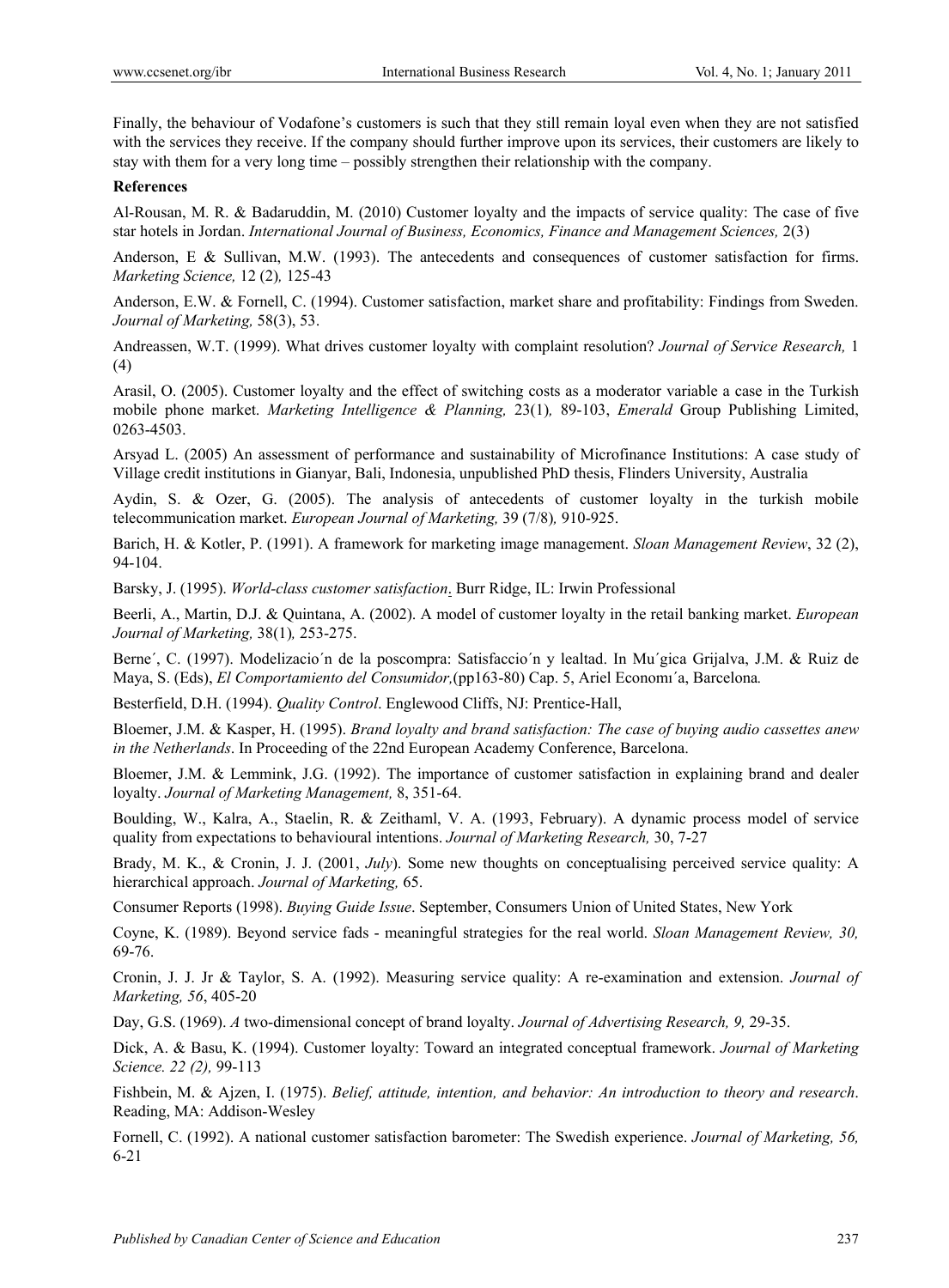Finally, the behaviour of Vodafone's customers is such that they still remain loyal even when they are not satisfied with the services they receive. If the company should further improve upon its services, their customers are likely to stay with them for a very long time – possibly strengthen their relationship with the company.

**References**

Al-Rousan, M. R. & Badaruddin, M. (2010) Customer loyalty and the impacts of service quality: The case of five star hotels in Jordan. *International Journal of Business, Economics, Finance and Management Sciences,* 2(3)

Anderson, E & Sullivan, M.W. (1993). The antecedents and consequences of customer satisfaction for firms. *Marketing Science,* 12 (2)*,* 125-43

Anderson, E.W. & Fornell, C. (1994). Customer satisfaction, market share and profitability: Findings from Sweden. *Journal of Marketing,* 58(3), 53.

Andreassen, W.T. (1999). What drives customer loyalty with complaint resolution? *Journal of Service Research,* 1 (4)

Arasil, O. (2005). Customer loyalty and the effect of switching costs as a moderator variable a case in the Turkish mobile phone market. *Marketing Intelligence & Planning,* 23(1)*,* 89-103, *Emerald* Group Publishing Limited, 0263-4503.

Arsyad L. (2005) An assessment of performance and sustainability of Microfinance Institutions: A case study of Village credit institutions in Gianyar, Bali, Indonesia, unpublished PhD thesis, Flinders University, Australia

Aydin, S. & Ozer, G. (2005). The analysis of antecedents of customer loyalty in the turkish mobile telecommunication market. *European Journal of Marketing,* 39 (7/8)*,* 910-925.

Barich, H. & Kotler, P. (1991). A framework for marketing image management. *Sloan Management Review*, 32 (2), 94-104.

Barsky, J. (1995). *World-class customer satisfaction*. Burr Ridge, IL: Irwin Professional

Beerli, A., Martin, D.J. & Quintana, A. (2002). A model of customer loyalty in the retail banking market. *European Journal of Marketing,* 38(1)*,* 253-275.

Berne´, C. (1997). Modelizacio´n de la poscompra: Satisfaccio´n y lealtad. In Mu´gica Grijalva, J.M. & Ruiz de Maya, S. (Eds), *El Comportamiento del Consumidor,*(pp163-80) Cap. 5, Ariel Economı´a, Barcelona*.*

Besterfield, D.H. (1994). *Quality Control*. Englewood Cliffs, NJ: Prentice-Hall,

Bloemer, J.M. & Kasper, H. (1995). *Brand loyalty and brand satisfaction: The case of buying audio cassettes anew in the Netherlands*. In Proceeding of the 22nd European Academy Conference, Barcelona.

Bloemer, J.M. & Lemmink, J.G. (1992). The importance of customer satisfaction in explaining brand and dealer loyalty. *Journal of Marketing Management,* 8, 351-64.

Boulding, W., Kalra, A., Staelin, R. & Zeithaml, V. A. (1993, February). A dynamic process model of service quality from expectations to behavioural intentions. *Journal of Marketing Research,* 30, 7-27

Brady, M. K., & Cronin, J. J. (2001, *July*). Some new thoughts on conceptualising perceived service quality: A hierarchical approach. *Journal of Marketing,* 65.

Consumer Reports (1998). *Buying Guide Issue*. September, Consumers Union of United States, New York

Coyne, K. (1989). Beyond service fads - meaningful strategies for the real world. *Sloan Management Review, 30,* 69-76.

Cronin, J. J. Jr & Taylor, S. A. (1992). Measuring service quality: A re-examination and extension. *Journal of Marketing, 56*, 405-20

Day, G.S. (1969). *A* two-dimensional concept of brand loyalty. *Journal of Advertising Research, 9,* 29-35.

Dick, A. & Basu, K. (1994). Customer loyalty: Toward an integrated conceptual framework. *Journal of Marketing Science. 22 (2),* 99-113

Fishbein, M. & Ajzen, I. (1975). *Belief, attitude, intention, and behavior: An introduction to theory and research*. Reading, MA: Addison-Wesley

Fornell, C. (1992). A national customer satisfaction barometer: The Swedish experience. *Journal of Marketing, 56,* 6-21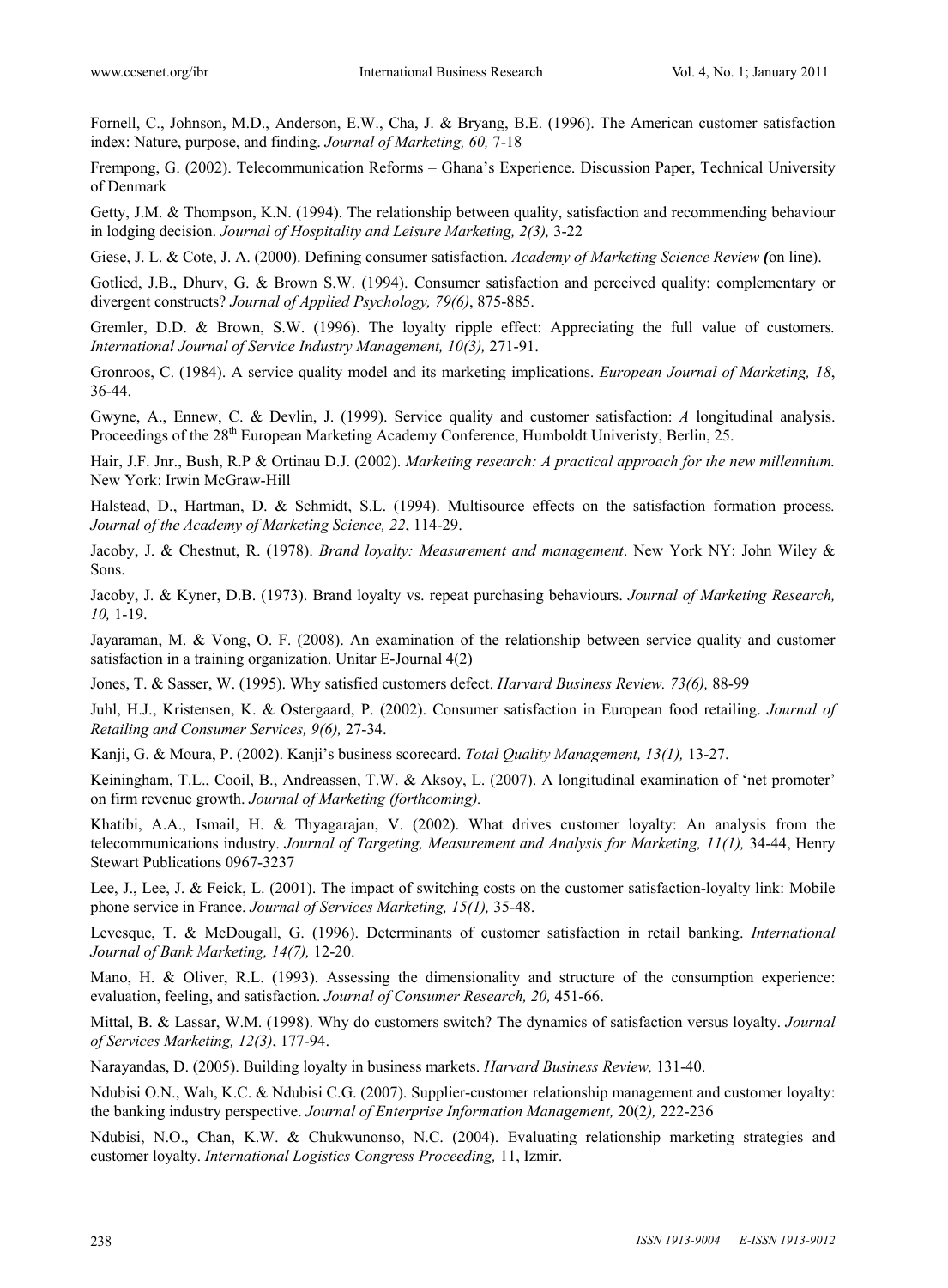Fornell, C., Johnson, M.D., Anderson, E.W., Cha, J. & Bryang, B.E. (1996). The American customer satisfaction index: Nature, purpose, and finding. *Journal of Marketing, 60,* 7-18

Frempong, G. (2002). Telecommunication Reforms – Ghana's Experience. Discussion Paper, Technical University of Denmark

Getty, J.M. & Thompson, K.N. (1994). The relationship between quality, satisfaction and recommending behaviour in lodging decision. *Journal of Hospitality and Leisure Marketing, 2(3),* 3-22

Giese, J. L. & Cote, J. A. (2000). Defining consumer satisfaction. *Academy of Marketing Science Review (*on line).

Gotlied, J.B., Dhurv, G. & Brown S.W. (1994). Consumer satisfaction and perceived quality: complementary or divergent constructs? *Journal of Applied Psychology, 79(6)*, 875-885.

Gremler, D.D. & Brown, S.W. (1996). The loyalty ripple effect: Appreciating the full value of customers*. International Journal of Service Industry Management, 10(3),* 271-91.

Gronroos, C. (1984). A service quality model and its marketing implications. *European Journal of Marketing, 18*, 36-44.

Gwyne, A., Ennew, C. & Devlin, J. (1999). Service quality and customer satisfaction: *A* longitudinal analysis. Proceedings of the 28th European Marketing Academy Conference, Humboldt Univeristy, Berlin, 25.

Hair, J.F. Jnr., Bush, R.P & Ortinau D.J. (2002). *Marketing research: A practical approach for the new millennium.* New York: Irwin McGraw-Hill

Halstead, D., Hartman, D. & Schmidt, S.L. (1994). Multisource effects on the satisfaction formation process*. Journal of the Academy of Marketing Science, 22*, 114-29.

Jacoby, J. & Chestnut, R. (1978). *Brand loyalty: Measurement and management*. New York NY: John Wiley & Sons.

Jacoby, J. & Kyner, D.B. (1973). Brand loyalty vs. repeat purchasing behaviours. *Journal of Marketing Research, 10,* 1-19.

Jayaraman, M. & Vong, O. F. (2008). An examination of the relationship between service quality and customer satisfaction in a training organization. Unitar E-Journal 4(2)

Jones, T. & Sasser, W. (1995). Why satisfied customers defect. *Harvard Business Review. 73(6),* 88-99

Juhl, H.J., Kristensen, K. & Ostergaard, P. (2002). Consumer satisfaction in European food retailing. *Journal of Retailing and Consumer Services, 9(6),* 27-34.

Kanji, G. & Moura, P. (2002). Kanji's business scorecard. *Total Quality Management, 13(1),* 13-27.

Keiningham, T.L., Cooil, B., Andreassen, T.W. & Aksoy, L. (2007). A longitudinal examination of 'net promoter' on firm revenue growth. *Journal of Marketing (forthcoming).*

Khatibi, A.A., Ismail, H. & Thyagarajan, V. (2002). What drives customer loyalty: An analysis from the telecommunications industry. *Journal of Targeting, Measurement and Analysis for Marketing, 11(1),* 34-44, Henry Stewart Publications 0967-3237

Lee, J., Lee, J. & Feick, L. (2001). The impact of switching costs on the customer satisfaction-loyalty link: Mobile phone service in France. *Journal of Services Marketing, 15(1),* 35-48.

Levesque, T. & McDougall, G. (1996). Determinants of customer satisfaction in retail banking. *International Journal of Bank Marketing, 14(7),* 12-20.

Mano, H. & Oliver, R.L. (1993). Assessing the dimensionality and structure of the consumption experience: evaluation, feeling, and satisfaction. *Journal of Consumer Research, 20,* 451-66.

Mittal, B. & Lassar, W.M. (1998). Why do customers switch? The dynamics of satisfaction versus loyalty. *Journal of Services Marketing, 12(3)*, 177-94.

Narayandas, D. (2005). Building loyalty in business markets. *Harvard Business Review,* 131-40.

Ndubisi O.N., Wah, K.C. & Ndubisi C.G. (2007). Supplier-customer relationship management and customer loyalty: the banking industry perspective. *Journal of Enterprise Information Management,* 20(2*),* 222-236

Ndubisi, N.O., Chan, K.W. & Chukwunonso, N.C. (2004). Evaluating relationship marketing strategies and customer loyalty. *International Logistics Congress Proceeding,* 11, Izmir.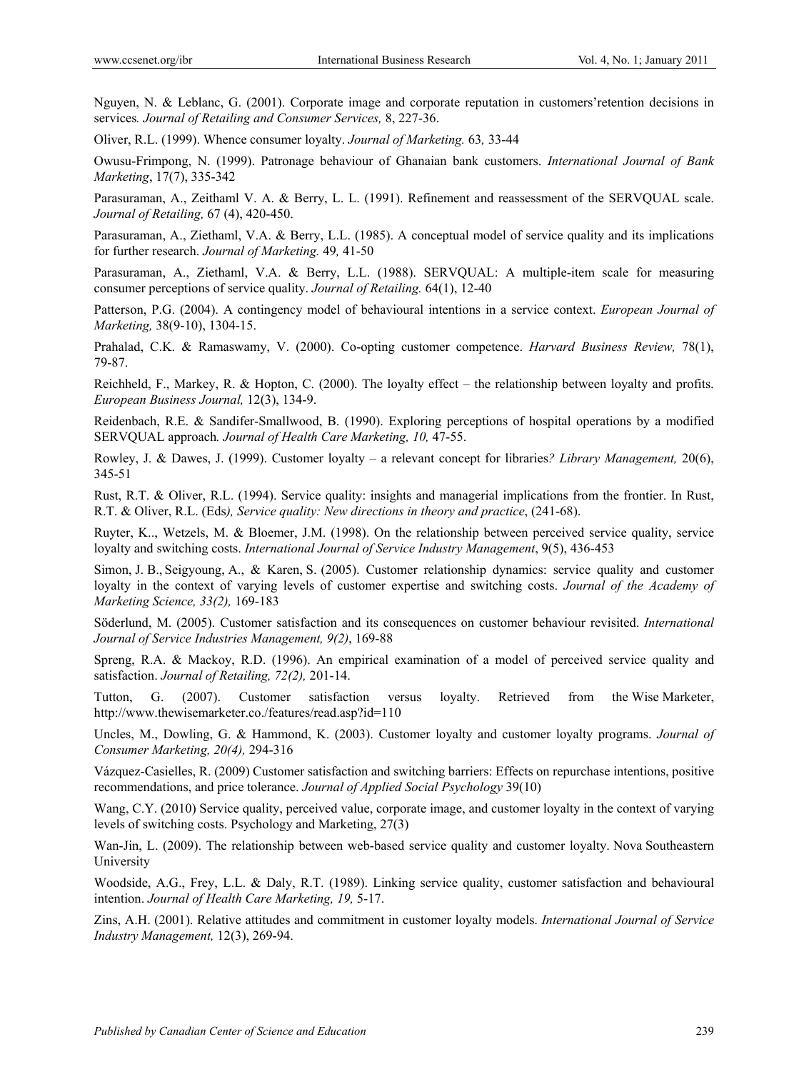Nguyen, N. & Leblanc, G. (2001). Corporate image and corporate reputation in customers'retention decisions in services*. Journal of Retailing and Consumer Services,* 8, 227-36.

Oliver, R.L. (1999). Whence consumer loyalty. *Journal of Marketing.* 63*,* 33-44

Owusu-Frimpong, N. (1999). Patronage behaviour of Ghanaian bank customers. *International Journal of Bank Marketing*, 17(7), 335-342

Parasuraman, A., Zeithaml V. A. & Berry, L. L. (1991). Refinement and reassessment of the SERVQUAL scale. *Journal of Retailing,* 67 (4), 420-450.

Parasuraman, A., Ziethaml, V.A. & Berry, L.L. (1985). A conceptual model of service quality and its implications for further research. *Journal of Marketing.* 49*,* 41-50

Parasuraman, A., Ziethaml, V.A. & Berry, L.L. (1988). SERVQUAL: A multiple-item scale for measuring consumer perceptions of service quality. *Journal of Retailing.* 64(1), 12-40

Patterson, P.G. (2004). A contingency model of behavioural intentions in a service context. *European Journal of Marketing,* 38(9-10), 1304-15.

Prahalad, C.K. & Ramaswamy, V. (2000). Co-opting customer competence. *Harvard Business Review,* 78(1), 79-87.

Reichheld, F., Markey, R. & Hopton, C. (2000). The loyalty effect – the relationship between loyalty and profits. *European Business Journal,* 12(3), 134-9.

Reidenbach, R.E. & Sandifer-Smallwood, B. (1990). Exploring perceptions of hospital operations by a modified SERVQUAL approach*. Journal of Health Care Marketing, 10,* 47-55.

Rowley, J. & Dawes, J. (1999). Customer loyalty – a relevant concept for libraries*? Library Management,* 20(6), 345-51

Rust, R.T. & Oliver, R.L. (1994). Service quality: insights and managerial implications from the frontier. In Rust, R.T. & Oliver, R.L. (Eds*), Service quality: New directions in theory and practice*, (241-68).

Ruyter, K.., Wetzels, M. & Bloemer, J.M. (1998). On the relationship between perceived service quality, service loyalty and switching costs. *International Journal of Service Industry Management*, 9(5), 436-453

Simon, J. B., Seigyoung, A., & Karen, S. (2005). Customer relationship dynamics: service quality and customer loyalty in the context of varying levels of customer expertise and switching costs. *Journal of the Academy of Marketing Science, 33(2),* 169-183

Söderlund, M. (2005). Customer satisfaction and its consequences on customer behaviour revisited. *International Journal of Service Industries Management, 9(2)*, 169-88

Spreng, R.A. & Mackoy, R.D. (1996). An empirical examination of a model of perceived service quality and satisfaction. *Journal of Retailing, 72(2),* 201-14.

Tutton, G. (2007). Customer satisfaction versus loyalty. Retrieved from the Wise Marketer, http://www.thewisemarketer.co./features/read.asp?id=110

Uncles, M., Dowling, G. & Hammond, K. (2003). Customer loyalty and customer loyalty programs. *Journal of Consumer Marketing, 20(4),* 294-316

Vázquez-Casielles, R. (2009) Customer satisfaction and switching barriers: Effects on repurchase intentions, positive recommendations, and price tolerance. *Journal of Applied Social Psychology* 39(10)

Wang, C.Y. (2010) Service quality, perceived value, corporate image, and customer loyalty in the context of varying levels of switching costs. Psychology and Marketing, 27(3)

Wan-Jin, L. (2009). The relationship between web-based service quality and customer loyalty. Nova Southeastern University

Woodside, A.G., Frey, L.L. & Daly, R.T. (1989). Linking service quality, customer satisfaction and behavioural intention. *Journal of Health Care Marketing, 19,* 5-17.

Zins, A.H. (2001). Relative attitudes and commitment in customer loyalty models. *International Journal of Service Industry Management,* 12(3), 269-94.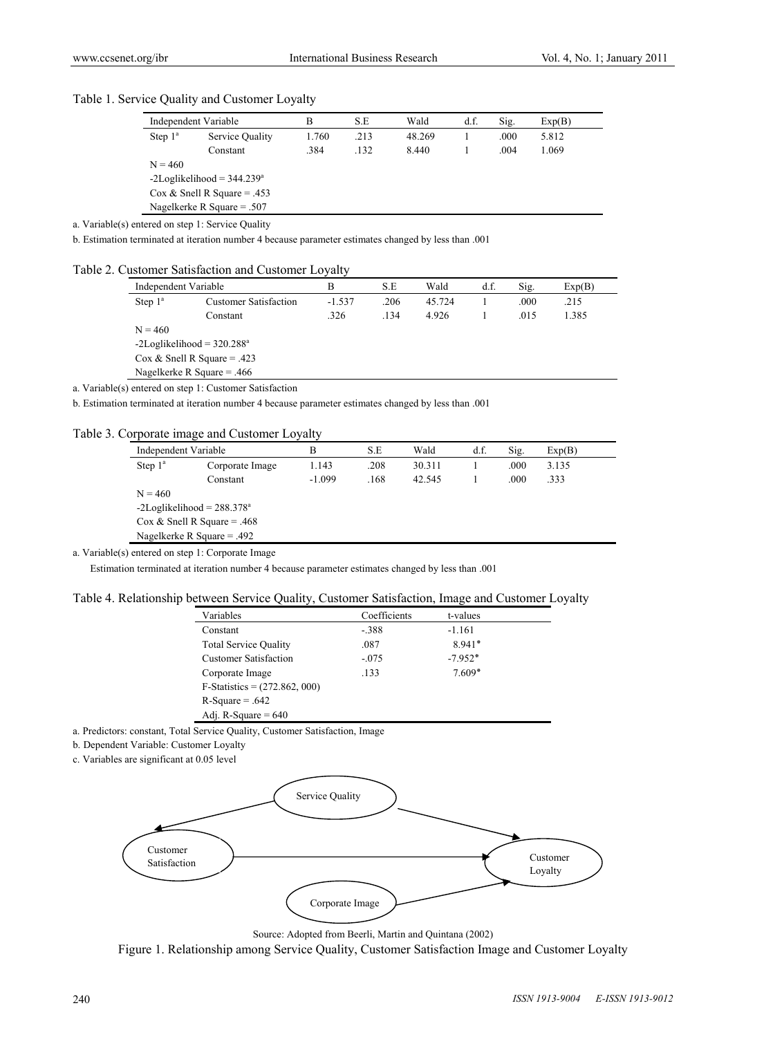Table 1. Service Quality and Customer Loyalty

| Independent Variable | | B | S.E | Wald | d.f. | Sig. | Exp(B) |
|---|---|---|---|---|---|---|---|
| Step 1[a] | Service Quality | 1.760 | .213 | 48.269 | 1 | .000 | 5.812 |
| | Constant | .384 | .132 | 8.440 | 1 | .004 | 1.069 |
| N = 460 | | | | | | | |
| -2Loglikelihood = 344.239[a] | | | | | | | |
| Cox & Snell R Square = .453 | | | | | | | |
| Nagelkerke R Square = .507 | | | | | | | |

a. Variable(s) entered on step 1: Service Quality

b. Estimation terminated at iteration number 4 because parameter estimates changed by less than .001

Table 2. Customer Satisfaction and Customer Loyalty

| Independent Variable | | B | S.E | Wald | d.f. | Sig. | Exp(B) |
|---|---|---|---|---|---|---|---|
| Step 1[a] | Customer Satisfaction | -1.537 | .206 | 45.724 | 1 | .000 | .215 |
| | Constant | .326 | .134 | 4.926 | 1 | .015 | 1.385 |
| N = 460 | | | | | | | |
| -2Loglikelihood = 320.288[a] | | | | | | | |
| Cox & Snell R Square = .423 | | | | | | | |
| Nagelkerke R Square = .466 | | | | | | | |

a. Variable(s) entered on step 1: Customer Satisfaction

b. Estimation terminated at iteration number 4 because parameter estimates changed by less than .001

Table 3. Corporate image and Customer Loyalty

| Independent Variable | | B | S.E | Wald | d.f. | Sig. | Exp(B) |
|---|---|---|---|---|---|---|---|
| Step 1[a] | Corporate Image | 1.143 | .208 | 30.311 | 1 | .000 | 3.135 |
| | Constant | -1.099 | .168 | 42.545 | 1 | .000 | .333 |
| N = 460 | | | | | | | |
| -2Loglikelihood = 288.378[a] | | | | | | | |
| Cox & Snell R Square = .468 | | | | | | | |
| Nagelkerke R Square = .492 | | | | | | | |

a. Variable(s) entered on step 1: Corporate Image

Estimation terminated at iteration number 4 because parameter estimates changed by less than .001

Table 4. Relationship between Service Quality, Customer Satisfaction, Image and Customer Loyalty

| Variables | Coefficients | t-values |
|---|---|---|
| Constant | -.388 | -1.161 |
| Total Service Quality | .087 | 8.941* |
| Customer Satisfaction | -.075 | -7.952* |
| Corporate Image | .133 | 7.609* |
| F-Statistics = (272.862, 000) | | |
| R-Square = .642 | | |
| Adj. R-Square = 640 | | |

a. Predictors: constant, Total Service Quality, Customer Satisfaction, Image

b. Dependent Variable: Customer Loyalty

c. Variables are significant at 0.05 level

Service Quality

Customer Satisfaction

Customer Loyalty

Corporate Image

Source: Adopted from Beerli, Martin and Quintana (2002)

Figure 1. Relationship among Service Quality, Customer Satisfaction Image and Customer Loyalty